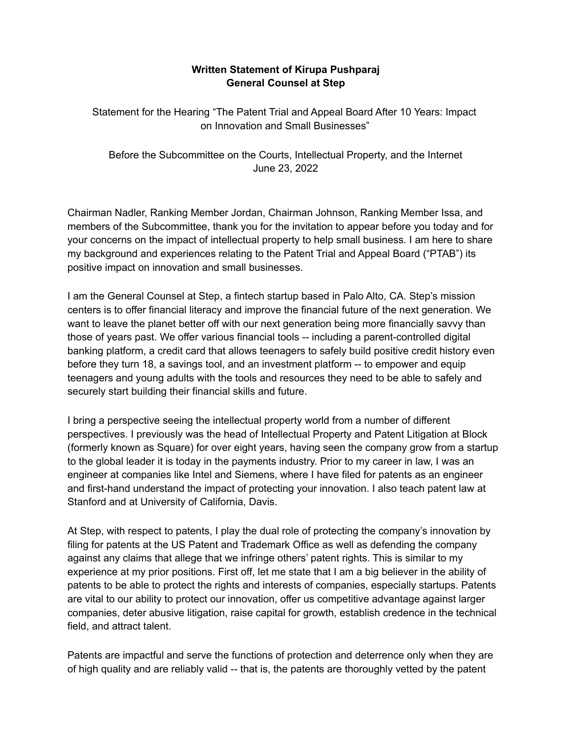**Written Statement of Kirupa Pushparaj**
**General Counsel at Step**

Statement for the Hearing "The Patent Trial and Appeal Board After 10 Years: Impact on Innovation and Small Businesses"

Before the Subcommittee on the Courts, Intellectual Property, and the Internet
June 23, 2022

Chairman Nadler, Ranking Member Jordan, Chairman Johnson, Ranking Member Issa, and members of the Subcommittee, thank you for the invitation to appear before you today and for your concerns on the impact of intellectual property to help small business. I am here to share my background and experiences relating to the Patent Trial and Appeal Board ("PTAB") its positive impact on innovation and small businesses.

I am the General Counsel at Step, a fintech startup based in Palo Alto, CA. Step's mission centers is to offer financial literacy and improve the financial future of the next generation. We want to leave the planet better off with our next generation being more financially savvy than those of years past. We offer various financial tools -- including a parent-controlled digital banking platform, a credit card that allows teenagers to safely build positive credit history even before they turn 18, a savings tool, and an investment platform -- to empower and equip teenagers and young adults with the tools and resources they need to be able to safely and securely start building their financial skills and future.

I bring a perspective seeing the intellectual property world from a number of different perspectives. I previously was the head of Intellectual Property and Patent Litigation at Block (formerly known as Square) for over eight years, having seen the company grow from a startup to the global leader it is today in the payments industry. Prior to my career in law, I was an engineer at companies like Intel and Siemens, where I have filed for patents as an engineer and first-hand understand the impact of protecting your innovation. I also teach patent law at Stanford and at University of California, Davis.

At Step, with respect to patents, I play the dual role of protecting the company's innovation by filing for patents at the US Patent and Trademark Office as well as defending the company against any claims that allege that we infringe others' patent rights. This is similar to my experience at my prior positions. First off, let me state that I am a big believer in the ability of patents to be able to protect the rights and interests of companies, especially startups. Patents are vital to our ability to protect our innovation, offer us competitive advantage against larger companies, deter abusive litigation, raise capital for growth, establish credence in the technical field, and attract talent.

Patents are impactful and serve the functions of protection and deterrence only when they are of high quality and are reliably valid -- that is, the patents are thoroughly vetted by the patent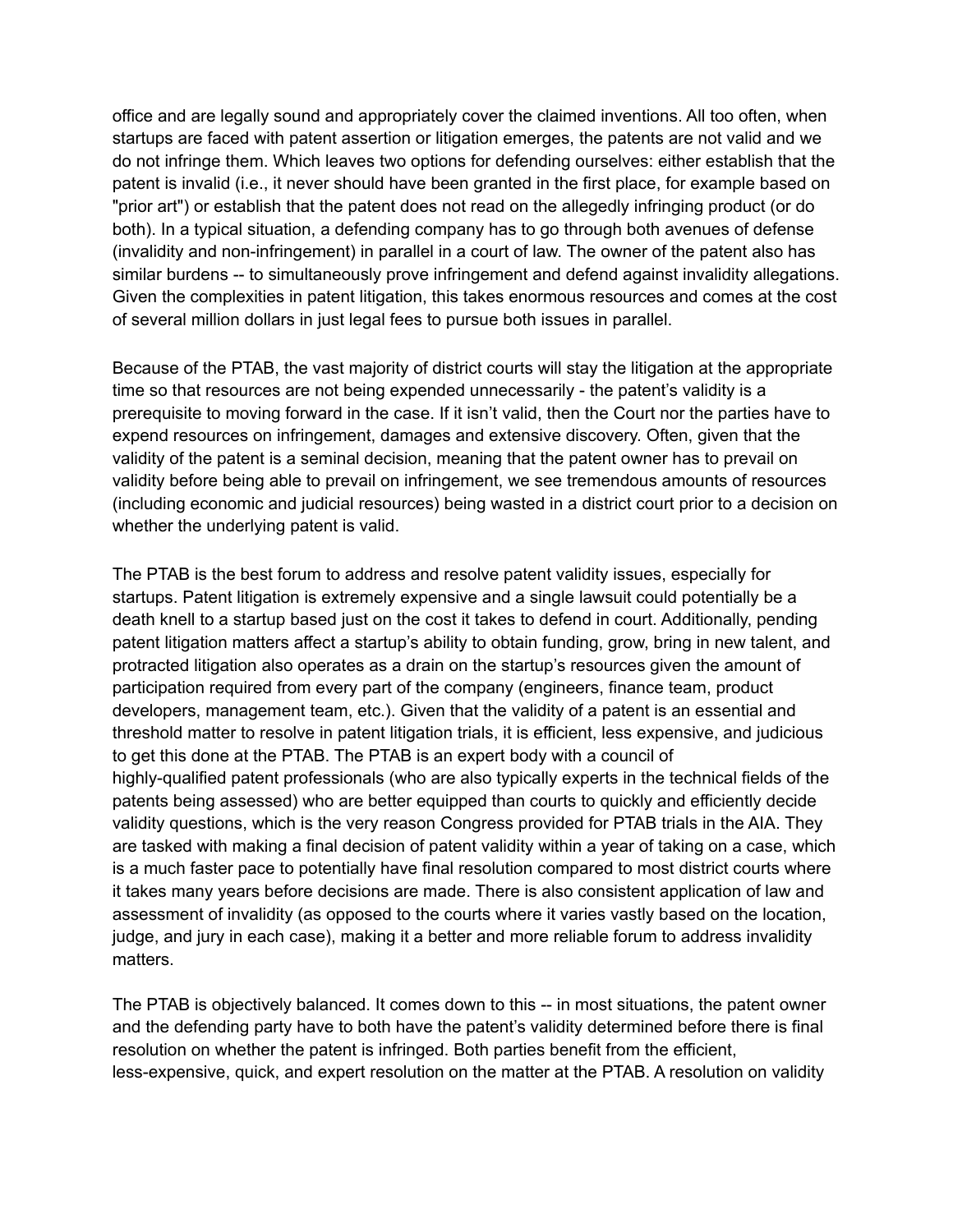office and are legally sound and appropriately cover the claimed inventions. All too often, when startups are faced with patent assertion or litigation emerges, the patents are not valid and we do not infringe them. Which leaves two options for defending ourselves: either establish that the patent is invalid (i.e., it never should have been granted in the first place, for example based on "prior art") or establish that the patent does not read on the allegedly infringing product (or do both). In a typical situation, a defending company has to go through both avenues of defense (invalidity and non-infringement) in parallel in a court of law. The owner of the patent also has similar burdens -- to simultaneously prove infringement and defend against invalidity allegations. Given the complexities in patent litigation, this takes enormous resources and comes at the cost of several million dollars in just legal fees to pursue both issues in parallel.

Because of the PTAB, the vast majority of district courts will stay the litigation at the appropriate time so that resources are not being expended unnecessarily - the patent's validity is a prerequisite to moving forward in the case. If it isn't valid, then the Court nor the parties have to expend resources on infringement, damages and extensive discovery. Often, given that the validity of the patent is a seminal decision, meaning that the patent owner has to prevail on validity before being able to prevail on infringement, we see tremendous amounts of resources (including economic and judicial resources) being wasted in a district court prior to a decision on whether the underlying patent is valid.

The PTAB is the best forum to address and resolve patent validity issues, especially for startups. Patent litigation is extremely expensive and a single lawsuit could potentially be a death knell to a startup based just on the cost it takes to defend in court. Additionally, pending patent litigation matters affect a startup's ability to obtain funding, grow, bring in new talent, and protracted litigation also operates as a drain on the startup's resources given the amount of participation required from every part of the company (engineers, finance team, product developers, management team, etc.). Given that the validity of a patent is an essential and threshold matter to resolve in patent litigation trials, it is efficient, less expensive, and judicious to get this done at the PTAB. The PTAB is an expert body with a council of highly-qualified patent professionals (who are also typically experts in the technical fields of the patents being assessed) who are better equipped than courts to quickly and efficiently decide validity questions, which is the very reason Congress provided for PTAB trials in the AIA. They are tasked with making a final decision of patent validity within a year of taking on a case, which is a much faster pace to potentially have final resolution compared to most district courts where it takes many years before decisions are made. There is also consistent application of law and assessment of invalidity (as opposed to the courts where it varies vastly based on the location, judge, and jury in each case), making it a better and more reliable forum to address invalidity matters.

The PTAB is objectively balanced. It comes down to this -- in most situations, the patent owner and the defending party have to both have the patent's validity determined before there is final resolution on whether the patent is infringed. Both parties benefit from the efficient, less-expensive, quick, and expert resolution on the matter at the PTAB. A resolution on validity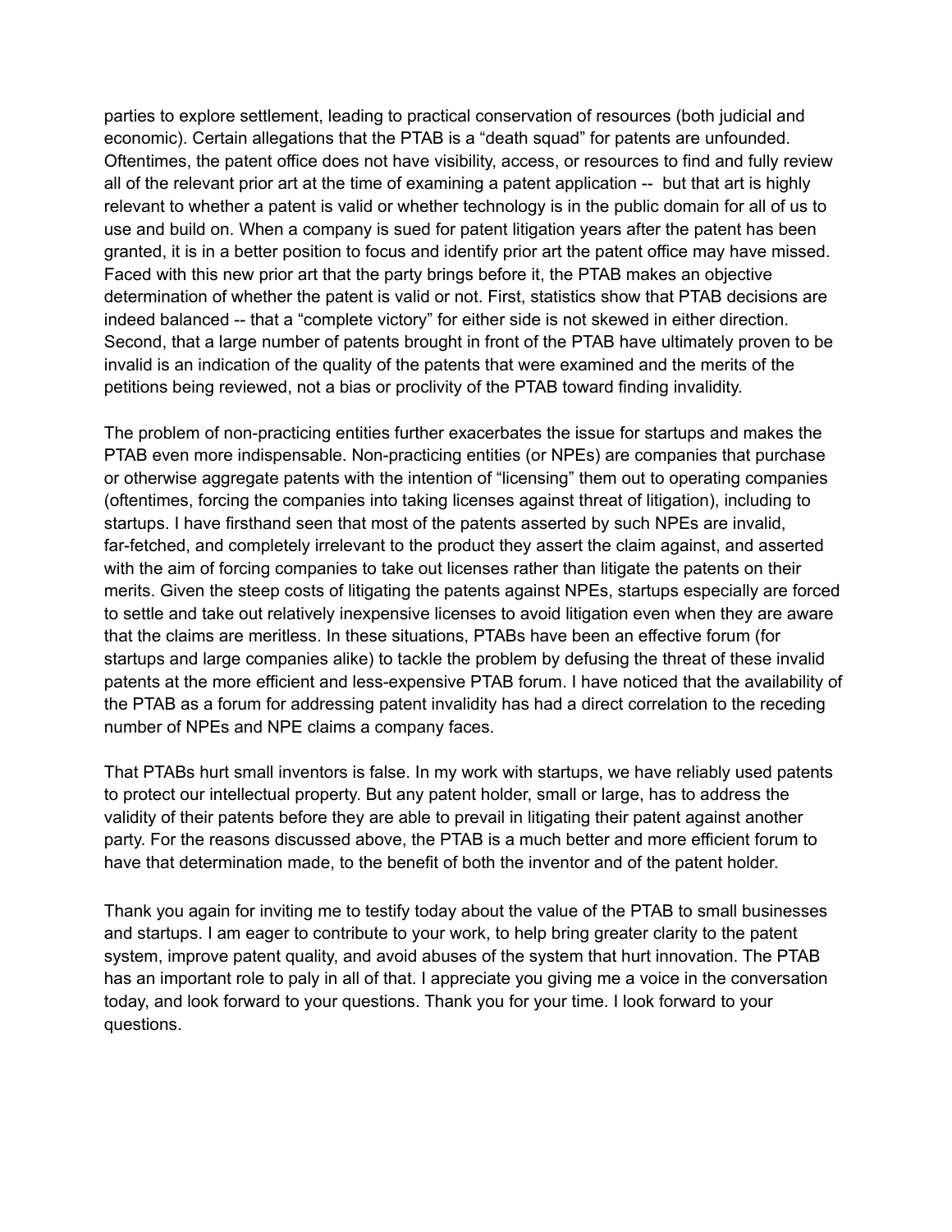parties to explore settlement, leading to practical conservation of resources (both judicial and economic). Certain allegations that the PTAB is a “death squad” for patents are unfounded. Oftentimes, the patent office does not have visibility, access, or resources to find and fully review all of the relevant prior art at the time of examining a patent application -- but that art is highly relevant to whether a patent is valid or whether technology is in the public domain for all of us to use and build on. When a company is sued for patent litigation years after the patent has been granted, it is in a better position to focus and identify prior art the patent office may have missed. Faced with this new prior art that the party brings before it, the PTAB makes an objective determination of whether the patent is valid or not. First, statistics show that PTAB decisions are indeed balanced -- that a “complete victory” for either side is not skewed in either direction. Second, that a large number of patents brought in front of the PTAB have ultimately proven to be invalid is an indication of the quality of the patents that were examined and the merits of the petitions being reviewed, not a bias or proclivity of the PTAB toward finding invalidity.

The problem of non-practicing entities further exacerbates the issue for startups and makes the PTAB even more indispensable. Non-practicing entities (or NPEs) are companies that purchase or otherwise aggregate patents with the intention of “licensing” them out to operating companies (oftentimes, forcing the companies into taking licenses against threat of litigation), including to startups. I have firsthand seen that most of the patents asserted by such NPEs are invalid, far-fetched, and completely irrelevant to the product they assert the claim against, and asserted with the aim of forcing companies to take out licenses rather than litigate the patents on their merits. Given the steep costs of litigating the patents against NPEs, startups especially are forced to settle and take out relatively inexpensive licenses to avoid litigation even when they are aware that the claims are meritless. In these situations, PTABs have been an effective forum (for startups and large companies alike) to tackle the problem by defusing the threat of these invalid patents at the more efficient and less-expensive PTAB forum. I have noticed that the availability of the PTAB as a forum for addressing patent invalidity has had a direct correlation to the receding number of NPEs and NPE claims a company faces.

That PTABs hurt small inventors is false. In my work with startups, we have reliably used patents to protect our intellectual property. But any patent holder, small or large, has to address the validity of their patents before they are able to prevail in litigating their patent against another party. For the reasons discussed above, the PTAB is a much better and more efficient forum to have that determination made, to the benefit of both the inventor and of the patent holder.

Thank you again for inviting me to testify today about the value of the PTAB to small businesses and startups. I am eager to contribute to your work, to help bring greater clarity to the patent system, improve patent quality, and avoid abuses of the system that hurt innovation. The PTAB has an important role to paly in all of that. I appreciate you giving me a voice in the conversation today, and look forward to your questions. Thank you for your time. I look forward to your questions.